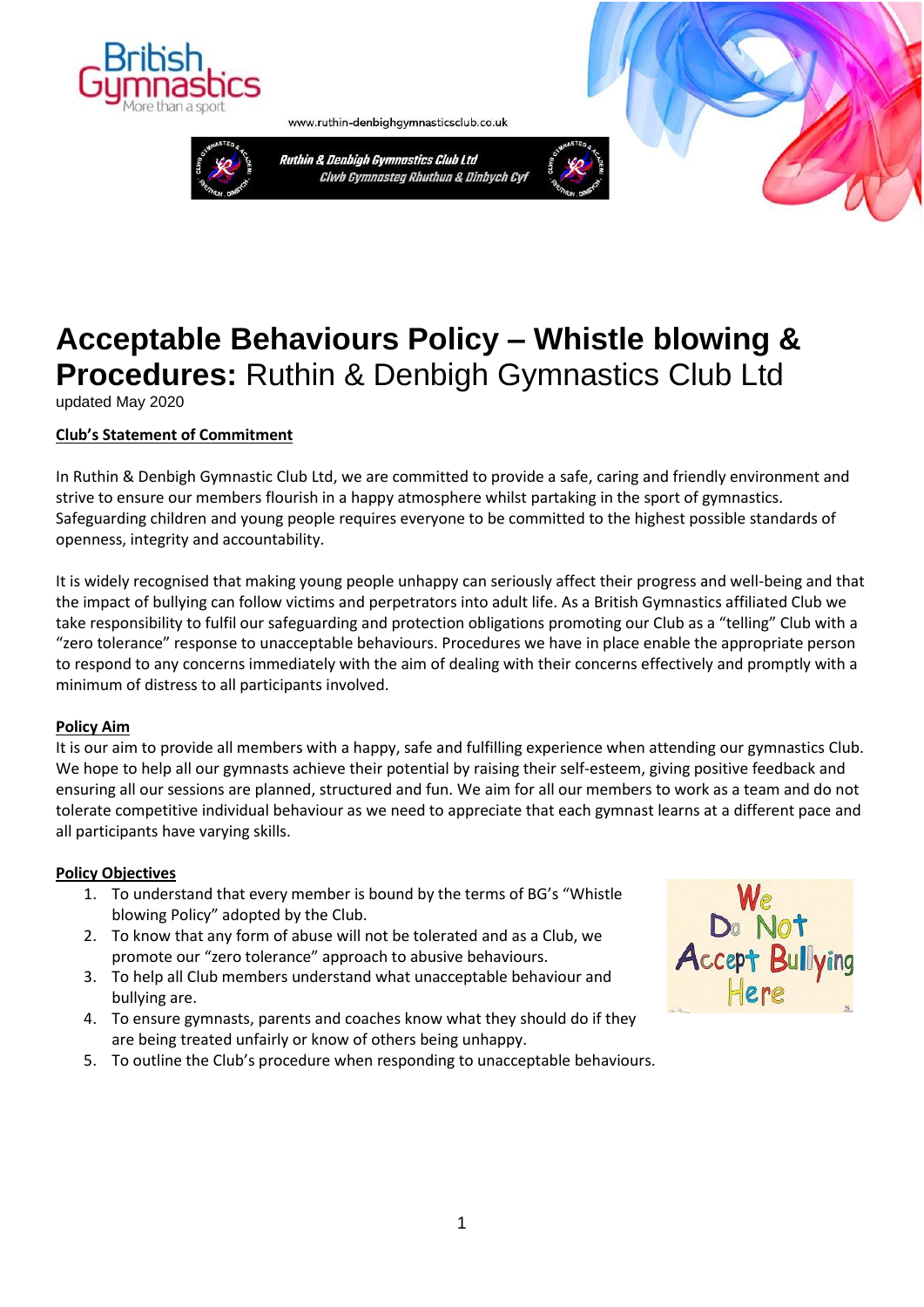www.ruthin-denbighgymnasticsclub.co.uk

Ruthin & Denbigh Gymnastics Club Ltd
Clwb Gymnasteg Rhuthun & Dinbych Cyf

# Acceptable Behaviours Policy – Whistle blowing & Procedures: Ruthin & Denbigh Gymnastics Club Ltd

updated May 2020

**Club's Statement of Commitment**

In Ruthin & Denbigh Gymnastic Club Ltd, we are committed to provide a safe, caring and friendly environment and strive to ensure our members flourish in a happy atmosphere whilst partaking in the sport of gymnastics. Safeguarding children and young people requires everyone to be committed to the highest possible standards of openness, integrity and accountability.

It is widely recognised that making young people unhappy can seriously affect their progress and well-being and that the impact of bullying can follow victims and perpetrators into adult life. As a British Gymnastics affiliated Club we take responsibility to fulfil our safeguarding and protection obligations promoting our Club as a "telling" Club with a "zero tolerance" response to unacceptable behaviours. Procedures we have in place enable the appropriate person to respond to any concerns immediately with the aim of dealing with their concerns effectively and promptly with a minimum of distress to all participants involved.

**Policy Aim**

It is our aim to provide all members with a happy, safe and fulfilling experience when attending our gymnastics Club. We hope to help all our gymnasts achieve their potential by raising their self-esteem, giving positive feedback and ensuring all our sessions are planned, structured and fun. We aim for all our members to work as a team and do not tolerate competitive individual behaviour as we need to appreciate that each gymnast learns at a different pace and all participants have varying skills.

**Policy Objectives**

1. To understand that every member is bound by the terms of BG's "Whistle blowing Policy" adopted by the Club.
2. To know that any form of abuse will not be tolerated and as a Club, we promote our "zero tolerance" approach to abusive behaviours.
3. To help all Club members understand what unacceptable behaviour and bullying are.
4. To ensure gymnasts, parents and coaches know what they should do if they are being treated unfairly or know of others being unhappy.
5. To outline the Club's procedure when responding to unacceptable behaviours.

We Do Not Accept Bullying Here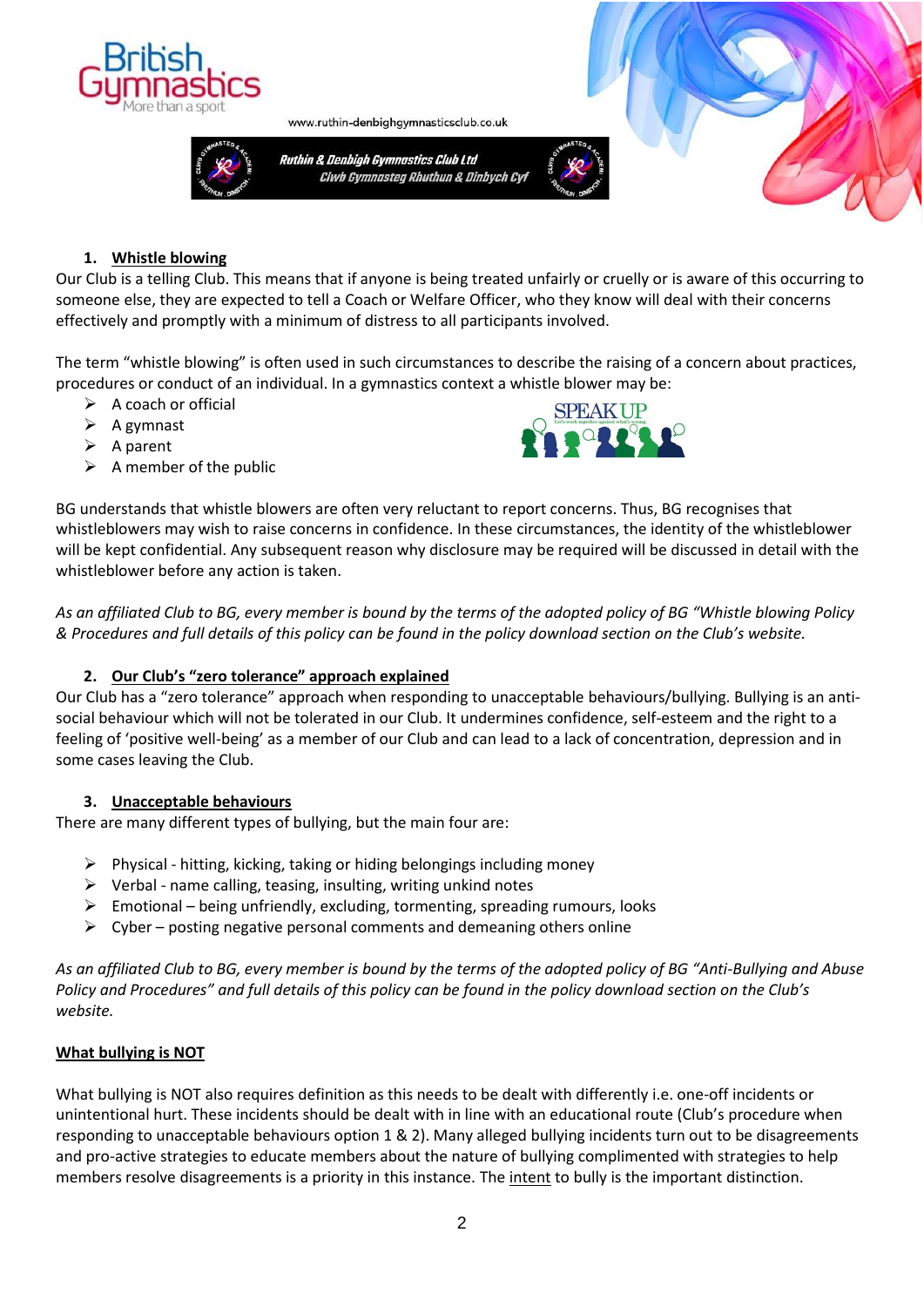## 1. Whistle blowing

Our Club is a telling Club. This means that if anyone is being treated unfairly or cruelly or is aware of this occurring to someone else, they are expected to tell a Coach or Welfare Officer, who they know will deal with their concerns effectively and promptly with a minimum of distress to all participants involved.

The term "whistle blowing" is often used in such circumstances to describe the raising of a concern about practices, procedures or conduct of an individual. In a gymnastics context a whistle blower may be:

- A coach or official
- A gymnast
- A parent
- A member of the public

BG understands that whistle blowers are often very reluctant to report concerns. Thus, BG recognises that whistleblowers may wish to raise concerns in confidence. In these circumstances, the identity of the whistleblower will be kept confidential. Any subsequent reason why disclosure may be required will be discussed in detail with the whistleblower before any action is taken.

*As an affiliated Club to BG, every member is bound by the terms of the adopted policy of BG "Whistle blowing Policy & Procedures and full details of this policy can be found in the policy download section on the Club's website.*

## 2. Our Club's "zero tolerance" approach explained

Our Club has a "zero tolerance" approach when responding to unacceptable behaviours/bullying. Bullying is an anti-social behaviour which will not be tolerated in our Club. It undermines confidence, self-esteem and the right to a feeling of 'positive well-being' as a member of our Club and can lead to a lack of concentration, depression and in some cases leaving the Club.

## 3. Unacceptable behaviours

There are many different types of bullying, but the main four are:

- Physical - hitting, kicking, taking or hiding belongings including money
- Verbal - name calling, teasing, insulting, writing unkind notes
- Emotional – being unfriendly, excluding, tormenting, spreading rumours, looks
- Cyber – posting negative personal comments and demeaning others online

*As an affiliated Club to BG, every member is bound by the terms of the adopted policy of BG "Anti-Bullying and Abuse Policy and Procedures" and full details of this policy can be found in the policy download section on the Club's website.*

### What bullying is NOT

What bullying is NOT also requires definition as this needs to be dealt with differently i.e. one-off incidents or unintentional hurt. These incidents should be dealt with in line with an educational route (Club's procedure when responding to unacceptable behaviours option 1 & 2). Many alleged bullying incidents turn out to be disagreements and pro-active strategies to educate members about the nature of bullying complimented with strategies to help members resolve disagreements is a priority in this instance. The intent to bully is the important distinction.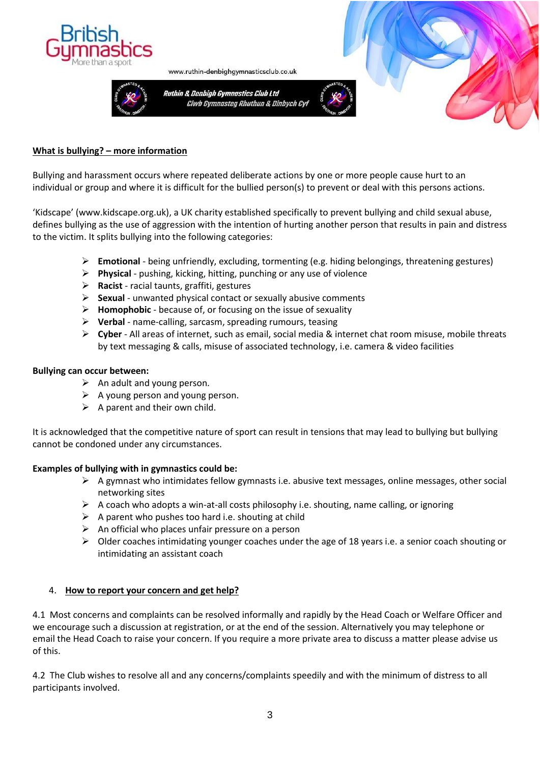## What is bullying? – more information

Bullying and harassment occurs where repeated deliberate actions by one or more people cause hurt to an individual or group and where it is difficult for the bullied person(s) to prevent or deal with this persons actions.

'Kidscape' (www.kidscape.org.uk), a UK charity established specifically to prevent bullying and child sexual abuse, defines bullying as the use of aggression with the intention of hurting another person that results in pain and distress to the victim. It splits bullying into the following categories:

- **Emotional** - being unfriendly, excluding, tormenting (e.g. hiding belongings, threatening gestures)
- **Physical** - pushing, kicking, hitting, punching or any use of violence
- **Racist** - racial taunts, graffiti, gestures
- **Sexual** - unwanted physical contact or sexually abusive comments
- **Homophobic** - because of, or focusing on the issue of sexuality
- **Verbal** - name-calling, sarcasm, spreading rumours, teasing
- **Cyber** - All areas of internet, such as email, social media & internet chat room misuse, mobile threats by text messaging & calls, misuse of associated technology, i.e. camera & video facilities

**Bullying can occur between:**

- An adult and young person.
- A young person and young person.
- A parent and their own child.

It is acknowledged that the competitive nature of sport can result in tensions that may lead to bullying but bullying cannot be condoned under any circumstances.

**Examples of bullying with in gymnastics could be:**

- A gymnast who intimidates fellow gymnasts i.e. abusive text messages, online messages, other social networking sites
- A coach who adopts a win-at-all costs philosophy i.e. shouting, name calling, or ignoring
- A parent who pushes too hard i.e. shouting at child
- An official who places unfair pressure on a person
- Older coaches intimidating younger coaches under the age of 18 years i.e. a senior coach shouting or intimidating an assistant coach

## 4. How to report your concern and get help?

4.1 Most concerns and complaints can be resolved informally and rapidly by the Head Coach or Welfare Officer and we encourage such a discussion at registration, or at the end of the session. Alternatively you may telephone or email the Head Coach to raise your concern. If you require a more private area to discuss a matter please advise us of this.

4.2 The Club wishes to resolve all and any concerns/complaints speedily and with the minimum of distress to all participants involved.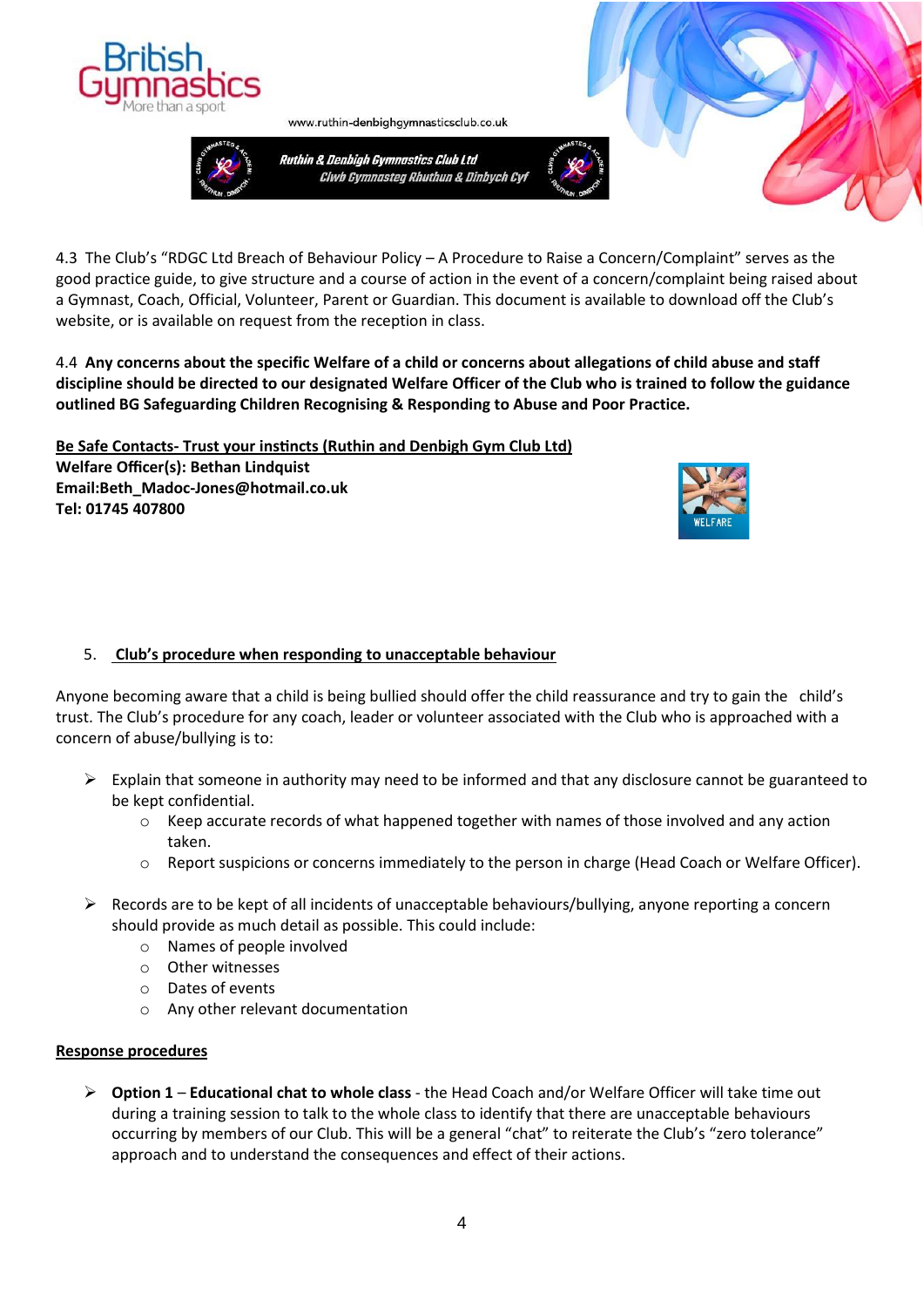4.3 The Club's "RDGC Ltd Breach of Behaviour Policy – A Procedure to Raise a Concern/Complaint" serves as the good practice guide, to give structure and a course of action in the event of a concern/complaint being raised about a Gymnast, Coach, Official, Volunteer, Parent or Guardian. This document is available to download off the Club's website, or is available on request from the reception in class.

4.4 **Any concerns about the specific Welfare of a child or concerns about allegations of child abuse and staff discipline should be directed to our designated Welfare Officer of the Club who is trained to follow the guidance outlined BG Safeguarding Children Recognising & Responding to Abuse and Poor Practice.**

**Be Safe Contacts- Trust your instincts (Ruthin and Denbigh Gym Club Ltd)**
**Welfare Officer(s): Bethan Lindquist**
**Email:Beth_Madoc-Jones@hotmail.co.uk**
**Tel: 01745 407800**

## 5. Club's procedure when responding to unacceptable behaviour

Anyone becoming aware that a child is being bullied should offer the child reassurance and try to gain the child's trust. The Club's procedure for any coach, leader or volunteer associated with the Club who is approached with a concern of abuse/bullying is to:

- Explain that someone in authority may need to be informed and that any disclosure cannot be guaranteed to be kept confidential.
  - Keep accurate records of what happened together with names of those involved and any action taken.
  - Report suspicions or concerns immediately to the person in charge (Head Coach or Welfare Officer).
- Records are to be kept of all incidents of unacceptable behaviours/bullying, anyone reporting a concern should provide as much detail as possible. This could include:
  - Names of people involved
  - Other witnesses
  - Dates of events
  - Any other relevant documentation

**Response procedures**

- **Option 1** – **Educational chat to whole class** - the Head Coach and/or Welfare Officer will take time out during a training session to talk to the whole class to identify that there are unacceptable behaviours occurring by members of our Club. This will be a general "chat" to reiterate the Club's "zero tolerance" approach and to understand the consequences and effect of their actions.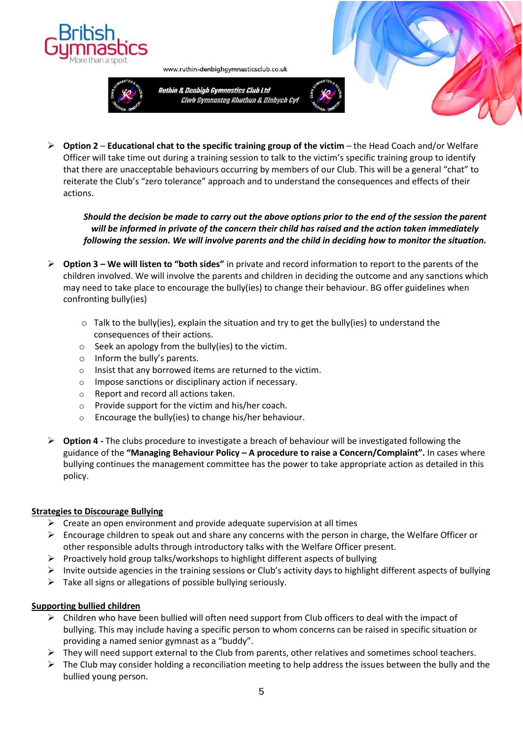- **Option 2** – **Educational chat to the specific training group of the victim** – the Head Coach and/or Welfare Officer will take time out during a training session to talk to the victim's specific training group to identify that there are unacceptable behaviours occurring by members of our Club. This will be a general "chat" to reiterate the Club's "zero tolerance" approach and to understand the consequences and effects of their actions.

  ***Should the decision be made to carry out the above options prior to the end of the session the parent will be informed in private of the concern their child has raised and the action taken immediately following the session. We will involve parents and the child in deciding how to monitor the situation.***

- **Option 3 – We will listen to "both sides"** in private and record information to report to the parents of the children involved. We will involve the parents and children in deciding the outcome and any sanctions which may need to take place to encourage the bully(ies) to change their behaviour. BG offer guidelines when confronting bully(ies)

  - Talk to the bully(ies), explain the situation and try to get the bully(ies) to understand the consequences of their actions.
  - Seek an apology from the bully(ies) to the victim.
  - Inform the bully's parents.
  - Insist that any borrowed items are returned to the victim.
  - Impose sanctions or disciplinary action if necessary.
  - Report and record all actions taken.
  - Provide support for the victim and his/her coach.
  - Encourage the bully(ies) to change his/her behaviour.

- **Option 4 -** The clubs procedure to investigate a breach of behaviour will be investigated following the guidance of the **"Managing Behaviour Policy – A procedure to raise a Concern/Complaint".** In cases where bullying continues the management committee has the power to take appropriate action as detailed in this policy.

**Strategies to Discourage Bullying**

- Create an open environment and provide adequate supervision at all times
- Encourage children to speak out and share any concerns with the person in charge, the Welfare Officer or other responsible adults through introductory talks with the Welfare Officer present.
- Proactively hold group talks/workshops to highlight different aspects of bullying
- Invite outside agencies in the training sessions or Club's activity days to highlight different aspects of bullying
- Take all signs or allegations of possible bullying seriously.

**Supporting bullied children**

- Children who have been bullied will often need support from Club officers to deal with the impact of bullying. This may include having a specific person to whom concerns can be raised in specific situation or providing a named senior gymnast as a "buddy".
- They will need support external to the Club from parents, other relatives and sometimes school teachers.
- The Club may consider holding a reconciliation meeting to help address the issues between the bully and the bullied young person.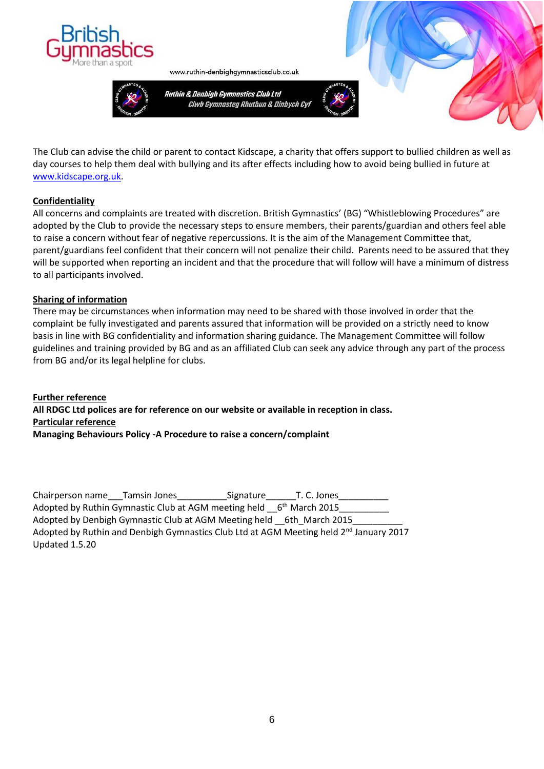The Club can advise the child or parent to contact Kidscape, a charity that offers support to bullied children as well as day courses to help them deal with bullying and its after effects including how to avoid being bullied in future at www.kidscape.org.uk.

**Confidentiality**

All concerns and complaints are treated with discretion. British Gymnastics' (BG) "Whistleblowing Procedures" are adopted by the Club to provide the necessary steps to ensure members, their parents/guardian and others feel able to raise a concern without fear of negative repercussions. It is the aim of the Management Committee that, parent/guardians feel confident that their concern will not penalize their child. Parents need to be assured that they will be supported when reporting an incident and that the procedure that will follow will have a minimum of distress to all participants involved.

**Sharing of information**

There may be circumstances when information may need to be shared with those involved in order that the complaint be fully investigated and parents assured that information will be provided on a strictly need to know basis in line with BG confidentiality and information sharing guidance. The Management Committee will follow guidelines and training provided by BG and as an affiliated Club can seek any advice through any part of the process from BG and/or its legal helpline for clubs.

**Further reference**

**All RDGC Ltd polices are for reference on our website or available in reception in class.**

**Particular reference**

**Managing Behaviours Policy -A Procedure to raise a concern/complaint**

Chairperson name___Tamsin Jones__________Signature______T. C. Jones__________
Adopted by Ruthin Gymnastic Club at AGM meeting held __6th March 2015__________
Adopted by Denbigh Gymnastic Club at AGM Meeting held __6th_March 2015__________
Adopted by Ruthin and Denbigh Gymnastics Club Ltd at AGM Meeting held 2nd January 2017
Updated 1.5.20